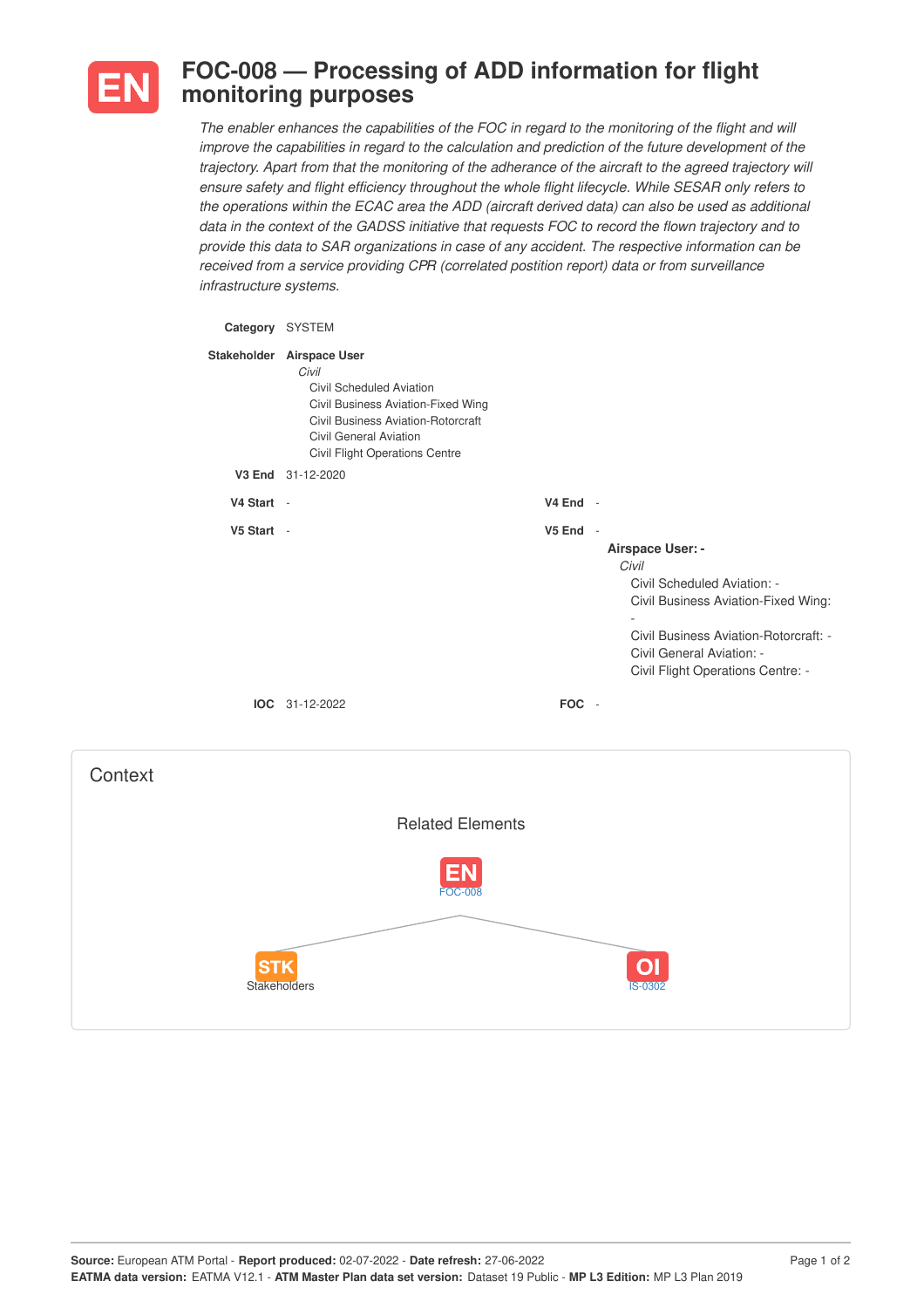# EN FOC-008 — Processing of ADD information for flight monitoring purposes

*The enabler enhances the capabilities of the FOC in regard to the monitoring of the flight and will improve the capabilities in regard to the calculation and prediction of the future development of the trajectory. Apart from that the monitoring of the adherance of the aircraft to the agreed trajectory will ensure safety and flight efficiency throughout the whole flight lifecycle. While SESAR only refers to the operations within the ECAC area the ADD (aircraft derived data) can also be used as additional data in the context of the GADSS initiative that requests FOC to record the flown trajectory and to provide this data to SAR organizations in case of any accident. The respective information can be received from a service providing CPR (correlated postition report) data or from surveillance infrastructure systems.*

**Category** SYSTEM

**Stakeholder** **Airspace User**

*Civil*

- Civil Scheduled Aviation
- Civil Business Aviation-Fixed Wing
- Civil Business Aviation-Rotorcraft
- Civil General Aviation
- Civil Flight Operations Centre

**V3 End** 31-12-2020

**V4 Start** -

**V4 End** -

**V5 Start** -

**V5 End** -

**Airspace User: -**

*Civil*

- Civil Scheduled Aviation: -
- Civil Business Aviation-Fixed Wing: -
- Civil Business Aviation-Rotorcraft: -
- Civil General Aviation: -
- Civil Flight Operations Centre: -

**IOC** 31-12-2022

**FOC** -

## Context

### Related Elements

- EN FOC-008
- STK Stakeholders
- OI IS-0302

**Source:** European ATM Portal - **Report produced:** 02-07-2022 - **Date refresh:** 27-06-2022
**EATMA data version:** EATMA V12.1 - **ATM Master Plan data set version:** Dataset 19 Public - **MP L3 Edition:** MP L3 Plan 2019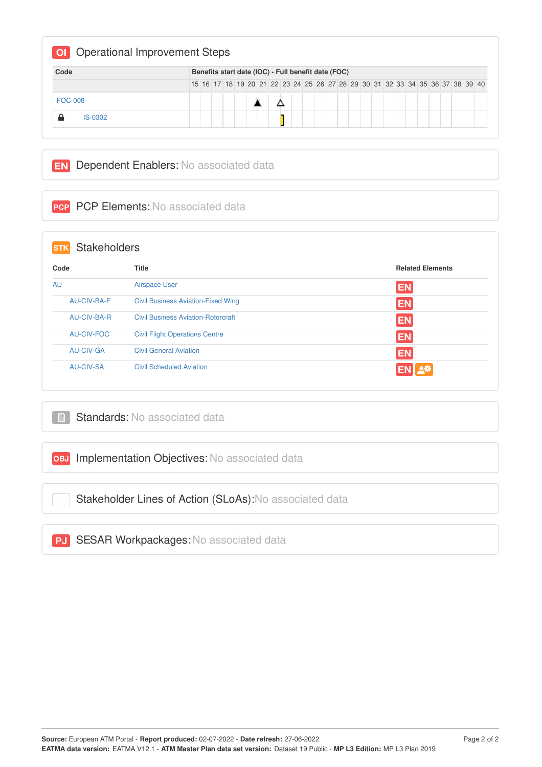## OI Operational Improvement Steps

| Code | Benefits start date (IOC) - Full benefit date (FOC) |
| --- | --- |
| | 15 16 17 18 19 20 21 22 23 24 25 26 27 28 29 30 31 32 33 34 35 36 37 38 39 40 |
| FOC-008 | |
| IS-0302 | |

## EN Dependent Enablers: No associated data

## PCP PCP Elements: No associated data

## STK Stakeholders

| Code | Title | Related Elements |
| --- | --- | --- |
| AU | Airspace User | EN |
| AU-CIV-BA-F | Civil Business Aviation-Fixed Wing | EN |
| AU-CIV-BA-R | Civil Business Aviation-Rotorcraft | EN |
| AU-CIV-FOC | Civil Flight Operations Centre | EN |
| AU-CIV-GA | Civil General Aviation | EN |
| AU-CIV-SA | Civil Scheduled Aviation | EN |

## Standards: No associated data

## OBJ Implementation Objectives: No associated data

## Stakeholder Lines of Action (SLoAs): No associated data

## PJ SESAR Workpackages: No associated data

**Source:** European ATM Portal - **Report produced:** 02-07-2022 - **Date refresh:** 27-06-2022
**EATMA data version:** EATMA V12.1 - **ATM Master Plan data set version:** Dataset 19 Public - **MP L3 Edition:** MP L3 Plan 2019